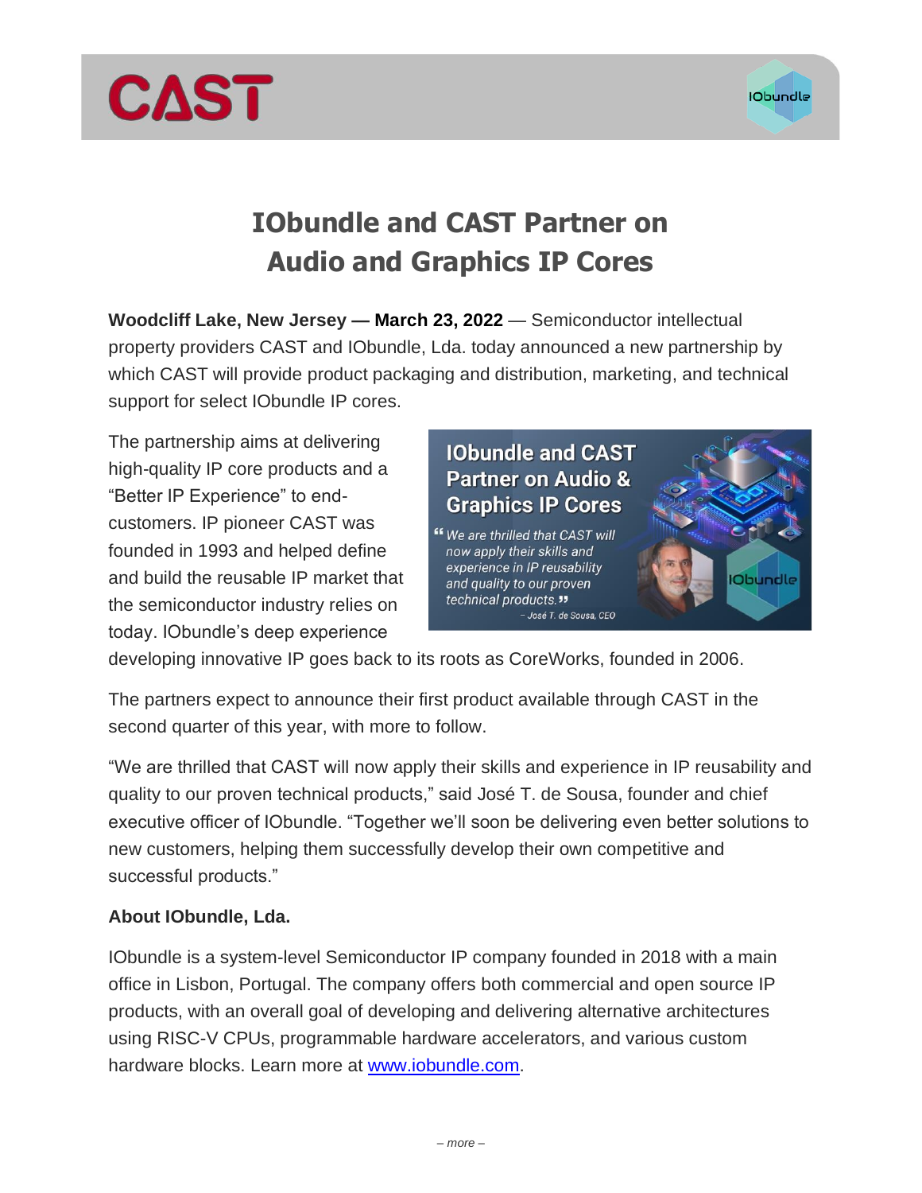# IObundle and CAST Partner on Audio and Graphics IP Cores

**Woodcliff Lake, New Jersey — March 23, 2022** — Semiconductor intellectual property providers CAST and IObundle, Lda. today announced a new partnership by which CAST will provide product packaging and distribution, marketing, and technical support for select IObundle IP cores.

The partnership aims at delivering high-quality IP core products and a "Better IP Experience" to end-customers. IP pioneer CAST was founded in 1993 and helped define and build the reusable IP market that the semiconductor industry relies on today. IObundle's deep experience developing innovative IP goes back to its roots as CoreWorks, founded in 2006.

The partners expect to announce their first product available through CAST in the second quarter of this year, with more to follow.

"We are thrilled that CAST will now apply their skills and experience in IP reusability and quality to our proven technical products," said José T. de Sousa, founder and chief executive officer of IObundle. "Together we'll soon be delivering even better solutions to new customers, helping them successfully develop their own competitive and successful products."

**About IObundle, Lda.**

IObundle is a system-level Semiconductor IP company founded in 2018 with a main office in Lisbon, Portugal. The company offers both commercial and open source IP products, with an overall goal of developing and delivering alternative architectures using RISC-V CPUs, programmable hardware accelerators, and various custom hardware blocks. Learn more at [www.iobundle.com](http://www.iobundle.com).

*– more –*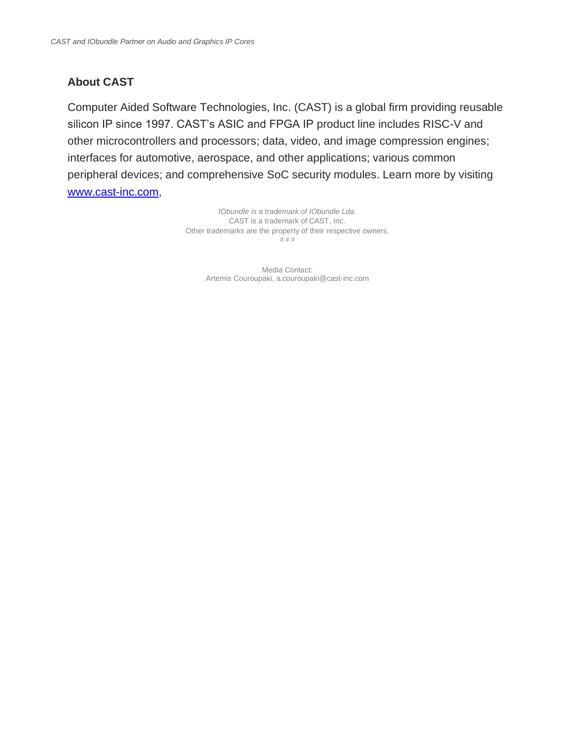## About CAST

Computer Aided Software Technologies, Inc. (CAST) is a global firm providing reusable silicon IP since 1997. CAST's ASIC and FPGA IP product line includes RISC-V and other microcontrollers and processors; data, video, and image compression engines; interfaces for automotive, aerospace, and other applications; various common peripheral devices; and comprehensive SoC security modules. Learn more by visiting [www.cast-inc.com](http://www.cast-inc.com),

*IObundle is a trademark of IObundle Lda.*
CAST is a trademark of CAST, Inc.
Other trademarks are the property of their respective owners.
# # #

Media Contact:
Artemis Couroupaki, a.couroupaki@cast-inc.com